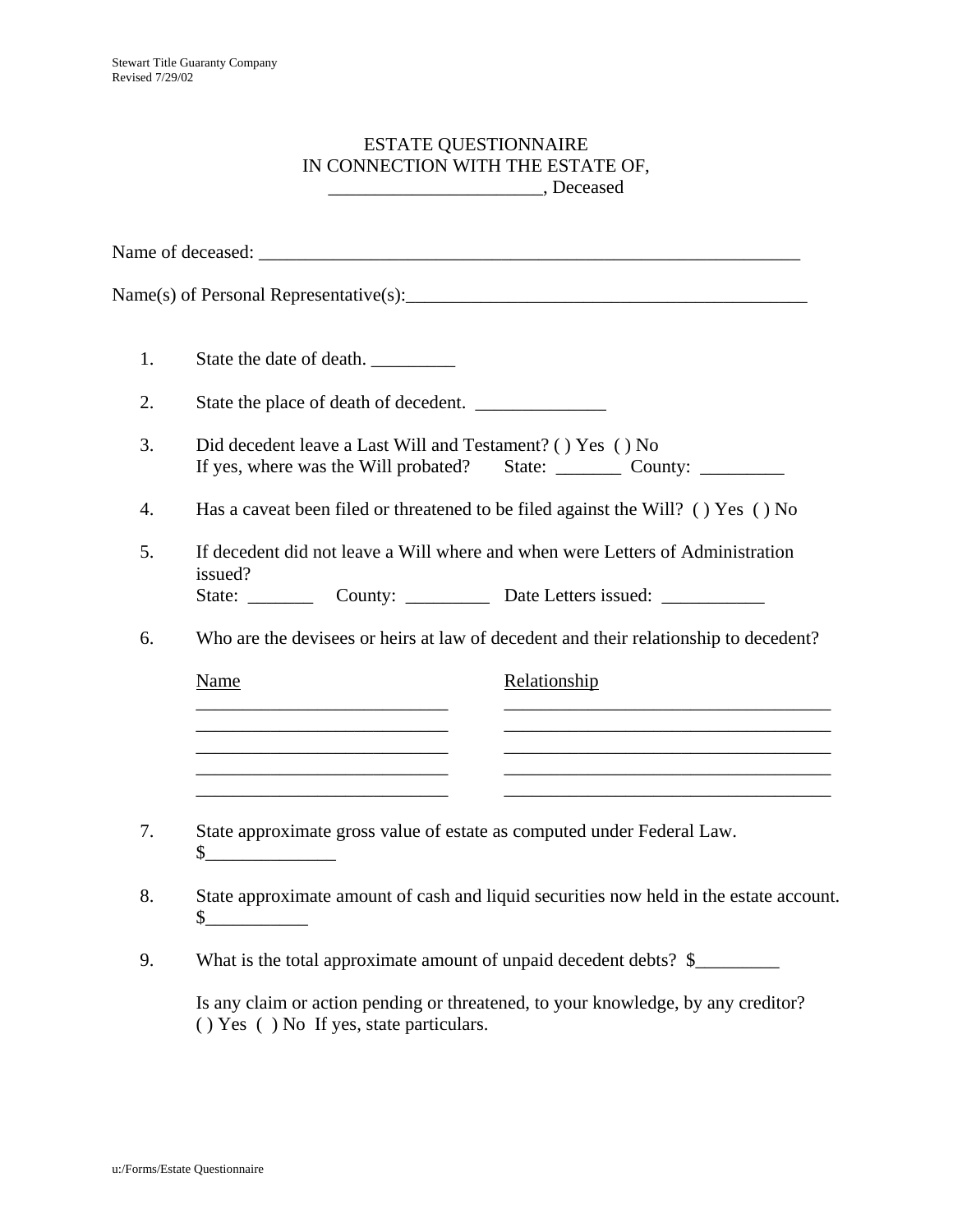Stewart Title Guaranty Company
Revised 7/29/02

# ESTATE QUESTIONNAIRE
## IN CONNECTION WITH THE ESTATE OF,
## _______________________, Deceased

Name of deceased: ____________________________________________________________

Name(s) of Personal Representative(s):____________________________________________

1. State the date of death. _________

2. State the place of death of decedent. ______________

3. Did decedent leave a Last Will and Testament? ( ) Yes ( ) No
   If yes, where was the Will probated? State: _______ County: _________

4. Has a caveat been filed or threatened to be filed against the Will? ( ) Yes ( ) No

5. If decedent did not leave a Will where and when were Letters of Administration issued?
   State: _______ County: _________ Date Letters issued: ___________

6. Who are the devisees or heirs at law of decedent and their relationship to decedent?

| Name | Relationship |
|---|---|
| ___________________________ | ____________________________________ |
| ___________________________ | ____________________________________ |
| ___________________________ | ____________________________________ |
| ___________________________ | ____________________________________ |
| ___________________________ | ____________________________________ |

7. State approximate gross value of estate as computed under Federal Law.
   $______________

8. State approximate amount of cash and liquid securities now held in the estate account.
   $___________

9. What is the total approximate amount of unpaid decedent debts? $_________

   Is any claim or action pending or threatened, to your knowledge, by any creditor?
   ( ) Yes ( ) No If yes, state particulars.

u:/Forms/Estate Questionnaire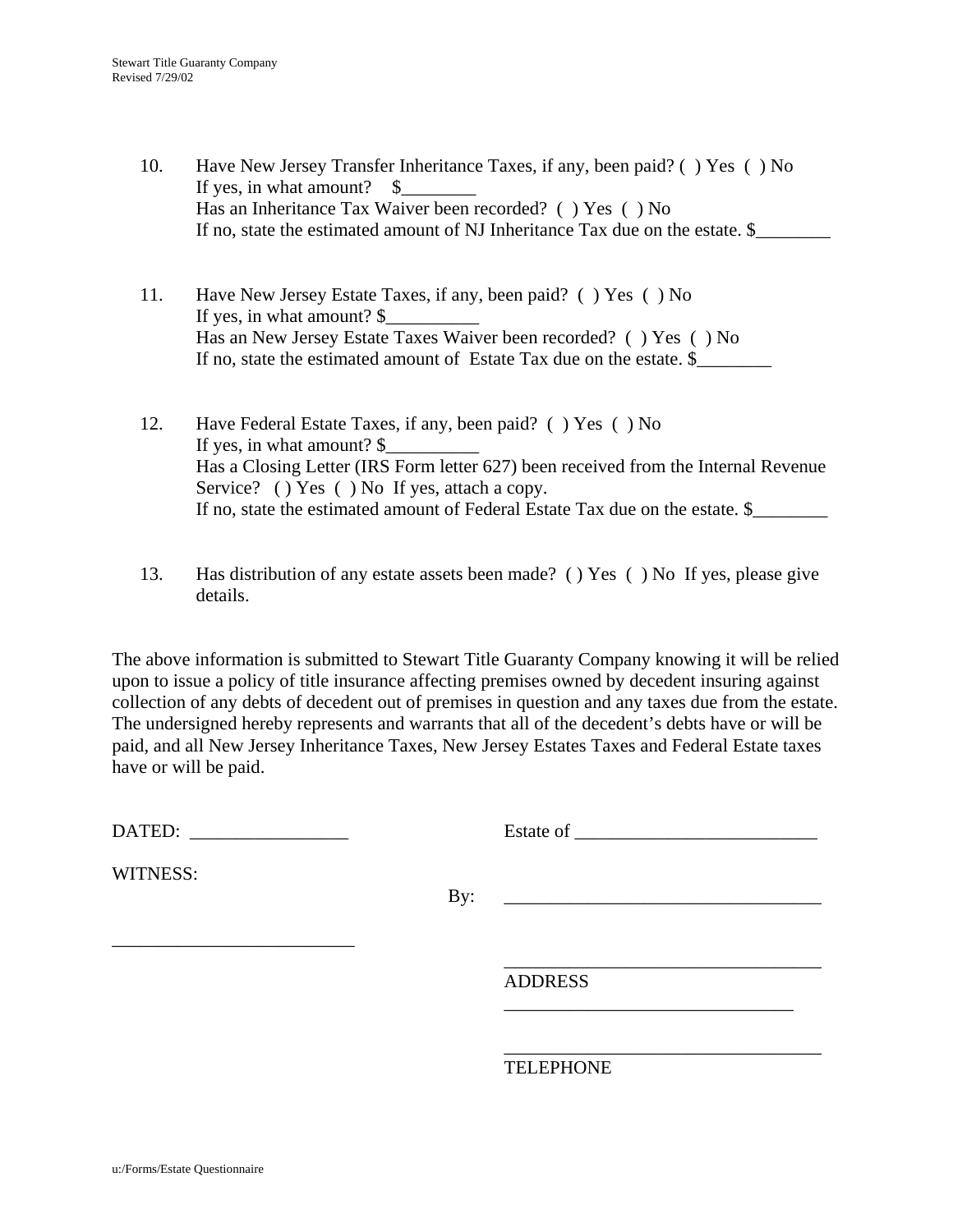10. Have New Jersey Transfer Inheritance Taxes, if any, been paid? ( ) Yes ( ) No
    If yes, in what amount? $________
    Has an Inheritance Tax Waiver been recorded? ( ) Yes ( ) No
    If no, state the estimated amount of NJ Inheritance Tax due on the estate. $________

11. Have New Jersey Estate Taxes, if any, been paid? ( ) Yes ( ) No
    If yes, in what amount? $__________
    Has an New Jersey Estate Taxes Waiver been recorded? ( ) Yes ( ) No
    If no, state the estimated amount of Estate Tax due on the estate. $________

12. Have Federal Estate Taxes, if any, been paid? ( ) Yes ( ) No
    If yes, in what amount? $__________
    Has a Closing Letter (IRS Form letter 627) been received from the Internal Revenue Service? ( ) Yes ( ) No If yes, attach a copy.
    If no, state the estimated amount of Federal Estate Tax due on the estate. $________

13. Has distribution of any estate assets been made? ( ) Yes ( ) No If yes, please give details.

The above information is submitted to Stewart Title Guaranty Company knowing it will be relied upon to issue a policy of title insurance affecting premises owned by decedent insuring against collection of any debts of decedent out of premises in question and any taxes due from the estate. The undersigned hereby represents and warrants that all of the decedent's debts have or will be paid, and all New Jersey Inheritance Taxes, New Jersey Estates Taxes and Federal Estate taxes have or will be paid.

DATED: _________________

Estate of __________________________

WITNESS:

__________________________

By: __________________________________

__________________________________
ADDRESS
_______________________________

__________________________________
TELEPHONE

u:/Forms/Estate Questionnaire